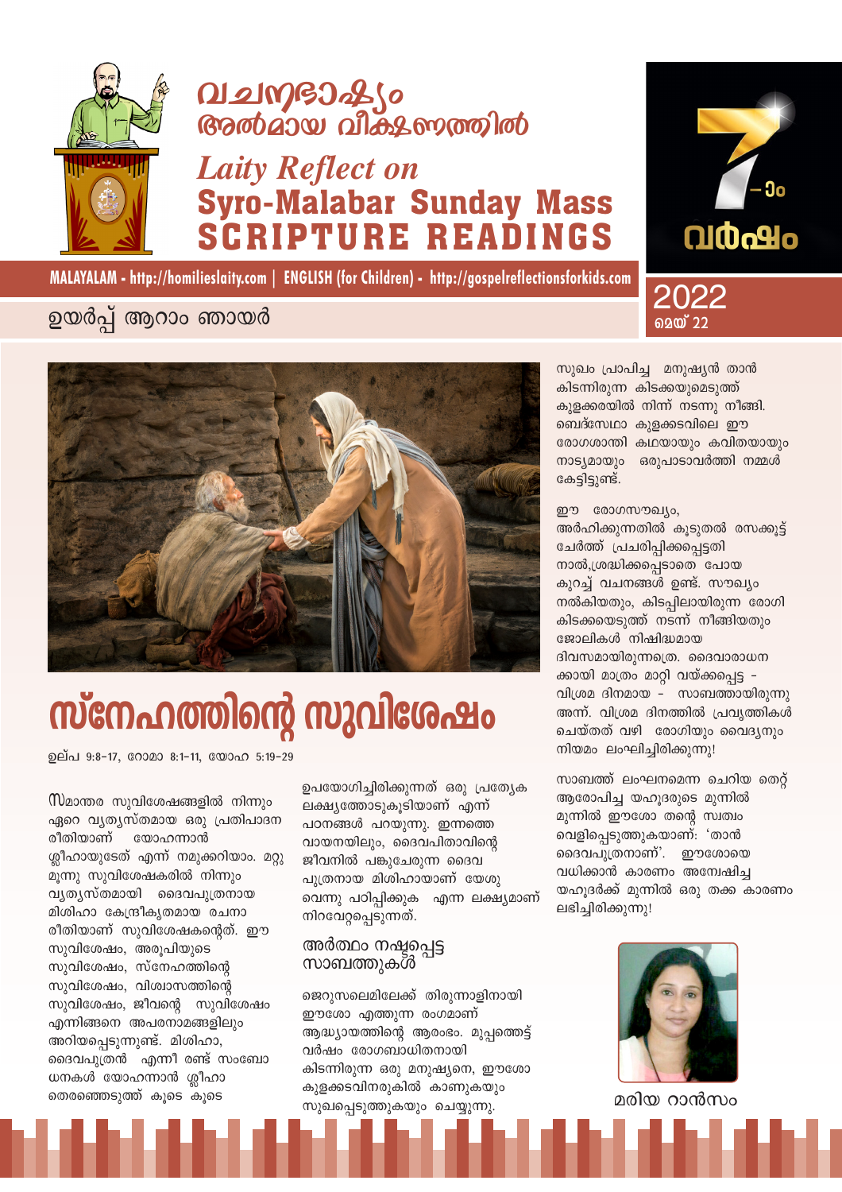# വചനഭാഷ്യം അൽമായ വീക്ഷണത്തിൽ

*Laity Reflect on*
**Syro-Malabar Sunday Mass SCRIPTURE READINGS**

7-ാം വർഷം

MALAYALAM - http://homilieslaity.com | ENGLISH (for Children) - http://gospelreflectionsforkids.com

ഉയർപ്പ് ആറാം ഞായർ

2022 മെയ് 22

# സ്നേഹത്തിന്റെ സുവിശേഷം

ഉല്പ 9:8-17, റോമാ 8:1-11, യോഹ 5:19-29

സമാന്തര സുവിശേഷങ്ങളിൽ നിന്നും ഏറെ വ്യത്യസ്തമായ ഒരു പ്രതിപാദന രീതിയാണ് യോഹന്നാൻ ശ്ലീഹായുടേത് എന്ന് നമുക്കറിയാം. മറ്റു മൂന്നു സുവിശേഷകരിൽ നിന്നും വ്യത്യസ്തമായി ദൈവപുത്രനായ മിശിഹാ കേന്ദ്രീകൃതമായ രചനാ രീതിയാണ് സുവിശേഷകന്റേത്. ഈ സുവിശേഷം, അരൂപിയുടെ സുവിശേഷം, സ്നേഹത്തിന്റെ സുവിശേഷം, വിശ്വാസത്തിന്റെ സുവിശേഷം, ജീവന്റെ സുവിശേഷം എന്നിങ്ങനെ അപരനാമങ്ങളിലും അറിയപ്പെടുന്നുണ്ട്. മിശിഹാ, ദൈവപുത്രൻ എന്നീ രണ്ട് സംബോധനകൾ യോഹന്നാൻ ശ്ലീഹാ തെരഞ്ഞെടുത്ത് കൂടെ കൂടെ ഉപയോഗിച്ചിരിക്കുന്നത് ഒരു പ്രത്യേക ലക്ഷ്യത്തോടുകൂടിയാണ് എന്ന് പഠനങ്ങൾ പറയുന്നു. ഇന്നത്തെ വായനയിലും, ദൈവപിതാവിന്റെ ജീവനിൽ പങ്കുചേരുന്ന ദൈവ പുത്രനായ മിശിഹായാണ് യേശു വെന്നു പഠിപ്പിക്കുക എന്ന ലക്ഷ്യമാണ് നിറവേറ്റപ്പെടുന്നത്.

## അർത്ഥം നഷ്ടപ്പെട്ട സാബത്തുകൾ

ജെറുസലെമിലേക്ക് തിരുന്നാളിനായി ഈശോ എത്തുന്ന രംഗമാണ് ആദ്ധ്യായത്തിന്റെ ആരംഭം. മുപ്പത്തെട്ട് വർഷം രോഗബാധിതനായി കിടന്നിരുന്ന ഒരു മനുഷ്യനെ, ഈശോ കുളക്കടവിനരുകിൽ കാണുകയും സുഖപ്പെടുത്തുകയും ചെയ്യുന്നു. സുഖം പ്രാപിച്ച മനുഷ്യൻ താൻ കിടന്നിരുന്ന കിടക്കയുമെടുത്ത് കുളക്കരയിൽ നിന്ന് നടന്നു നീങ്ങി. ബെദ്സേഥാ കുളക്കടവിലെ ഈ രോഗശാന്തി കഥയായും കവിതയായും നാട്യമായും ഒരുപാടാവർത്തി നമ്മൾ കേട്ടിട്ടുണ്ട്.

ഈ രോഗസൗഖ്യം, അർഹിക്കുന്നതിൽ കൂടുതൽ രസക്കൂട്ട് ചേർത്ത് പ്രചരിപ്പിക്കപ്പെട്ടതിനാൽ,ശ്രദ്ധിക്കപ്പെടാതെ പോയ കുറച്ച് വചനങ്ങൾ ഉണ്ട്. സൗഖ്യം നൽകിയതും, കിടപ്പിലായിരുന്ന രോഗി കിടക്കയെടുത്ത് നടന്ന് നീങ്ങിയതും ജോലികൾ നിഷിദ്ധമായ ദിവസമായിരുന്നത്രെ. ദൈവാരാധനക്കായി മാത്രം മാറ്റി വയ്ക്കപ്പെട്ട - വിശ്രമ ദിനമായ - സാബത്തായിരുന്നു അന്ന്. വിശ്രമ ദിനത്തിൽ പ്രവൃത്തികൾ ചെയ്തത് വഴി രോഗിയും വൈദ്യനും നിയമം ലംഘിച്ചിരിക്കുന്നു!

സാബത്ത് ലംഘനമെന്ന ചെറിയ തെറ്റ് ആരോപിച്ച യഹൂദരുടെ മുന്നിൽ മുന്നിൽ ഈശോ തന്റെ സ്വത്വം വെളിപ്പെടുത്തുകയാണ്: 'താൻ ദൈവപുത്രനാണ്'. ഈശോയെ വധിക്കാൻ കാരണം അന്വേഷിച്ച യഹൂദർക്ക് മുന്നിൽ ഒരു തക്ക കാരണം ലഭിച്ചിരിക്കുന്നു!

മരിയ റാൻസം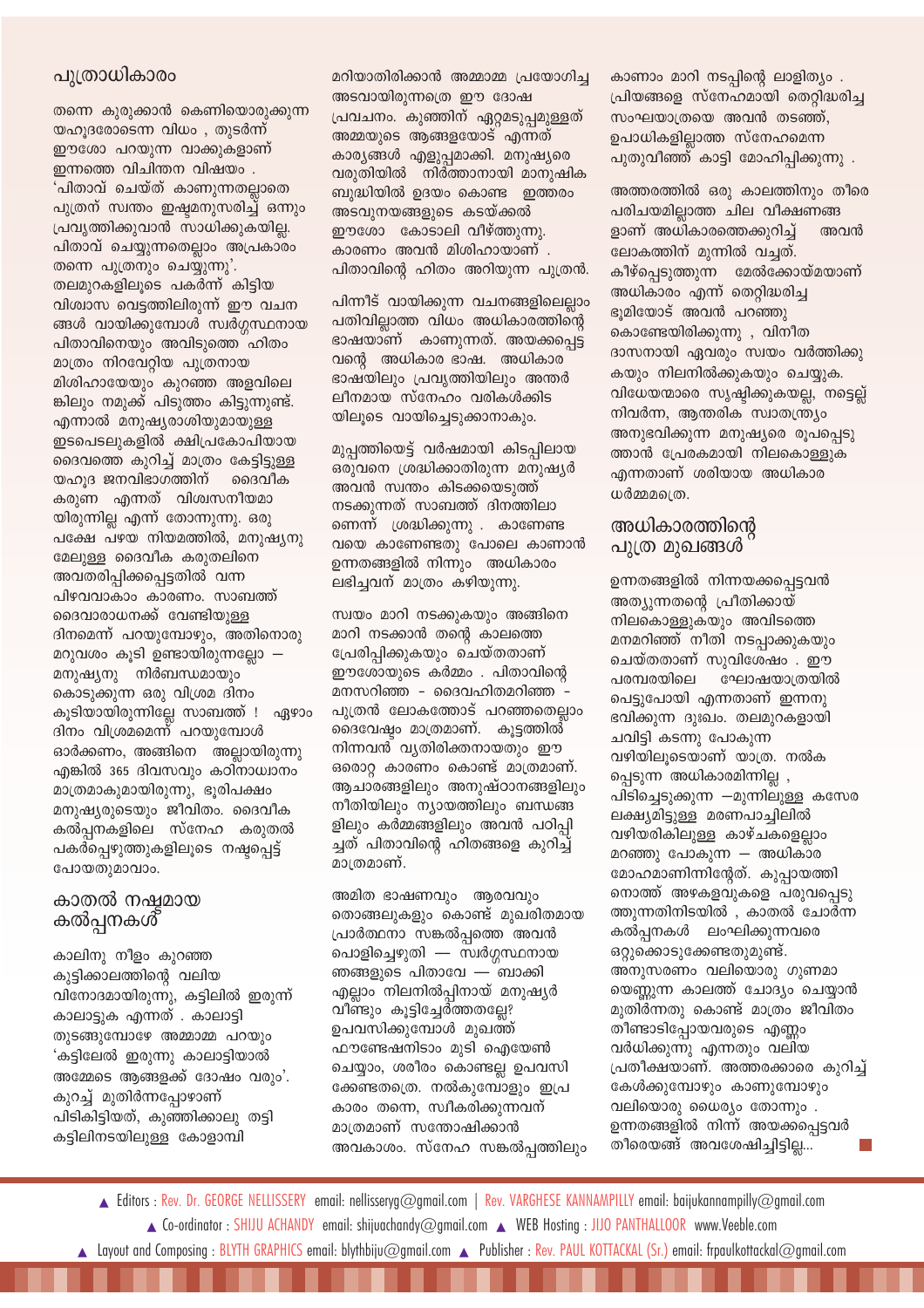## പുത്രാധികാരം

തന്നെ കുരുക്കാൻ കെണിയൊരുക്കുന്ന യഹൂദരോടെന്ന വിധം , തുടർന്ന് ഈശോ പറയുന്ന വാക്കുകളാണ് ഇന്നത്തെ വിചിന്തന വിഷയം . 'പിതാവ് ചെയ്ത് കാണുന്നതല്ലാതെ പുത്രന് സ്വന്തം ഇഷ്ടമനുസരിച്ച് ഒന്നും പ്രവൃത്തിക്കുവാൻ സാധിക്കുകയില്ല. പിതാവ് ചെയ്യുന്നതെല്ലാം അപ്രകാരം തന്നെ പുത്രനും ചെയ്യുന്നു'. തലമുറകളിലൂടെ പകർന്ന് കിട്ടിയ വിശ്വാസ വെട്ടത്തിലിരുന്ന് ഈ വചന ങ്ങൾ വായിക്കുമ്പോൾ സ്വർഗ്ഗസ്ഥനായ പിതാവിനെയും അവിടുത്തെ ഹിതം മാത്രം നിറവേറ്റിയ പുത്രനായ മിശിഹായേയും കുറഞ്ഞ അളവിലെ ങ്കിലും നമുക്ക് പിടുത്തം കിട്ടുന്നുണ്ട്. എന്നാൽ മനുഷ്യരാശിയുമായുള്ള ഇടപെടലുകളിൽ ക്ഷിപ്രകോപിയായ ദൈവത്തെ കുറിച്ച് മാത്രം കേട്ടിട്ടുള്ള യഹൂദ ജനവിഭാഗത്തിന് ദൈവീക കരുണ എന്നത് വിശ്വസനീയമാ യിരുന്നില്ല എന്ന് തോന്നുന്നു. ഒരു പക്ഷേ പഴയ നിയമത്തിൽ, മനുഷ്യനു മേലുള്ള ദൈവീക കരുതലിനെ അവതരിപ്പിക്കപ്പെട്ടതിൽ വന്ന പിഴവാവാകാം കാരണം. സാബത്ത് ദൈവാരാധനക്ക് വേണ്ടിയുള്ള ദിനമെന്ന് പറയുമ്പോഴും, അതിനൊരു മറുവശം കൂടി ഉണ്ടായിരുന്നല്ലോ — മനുഷ്യനു നിർബന്ധമായും കൊടുക്കുന്ന ഒരു വിശ്രമ ദിനം കൂടിയായിരുന്നില്ലേ സാബത്ത് ! ഏഴാം ദിനം വിശ്രമമെന്ന് പറയുമ്പോൾ ഓർക്കണം, അങ്ങിനെ അല്ലായിരുന്നു എങ്കിൽ 365 ദിവസവും കഠിനാധ്വാനം മാത്രമാകുമായിരുന്നു, ഭൂരിപക്ഷം മനുഷ്യരുടെയും ജീവിതം. ദൈവീക കൽപ്പനകളിലെ സ്നേഹ കരുതൽ പകർപ്പെഴുത്തുകളിലൂടെ നഷ്ടപ്പെട്ട് പോയതുമാവാം.

## കാതൽ നഷ്ടമായ കൽപ്പനകൾ

കാലിനു നീളം കുറഞ്ഞ കുട്ടിക്കാലത്തിന്റെ വലിയ വിനോദമായിരുന്നു, കട്ടിലിൽ ഇരുന്ന് കാലാട്ടുക എന്നത് . കാലാട്ടി തുടങ്ങുമ്പോഴേ അമ്മാമ്മ പറയും 'കട്ടിലേൽ ഇരുന്നു കാലാട്ടിയാൽ അമ്മേടെ ആങ്ങളക്ക് ദോഷം വരും'. കുറച്ച് മുതിർന്നപ്പോഴാണ് പിടികിട്ടിയത്, കുഞ്ഞിക്കാലു തട്ടി കട്ടിലിനടയിലുള്ള കോളാമ്പി മറിയാതിരിക്കാൻ അമ്മാമ്മ പ്രയോഗിച്ച അടവായിരുന്നത്രെ ഈ ദോഷ പ്രവചനം. കുഞ്ഞിന് ഏറ്റവുമടുപ്പമുള്ളത് അമ്മയുടെ ആങ്ങളയോട് എന്നത് കാര്യങ്ങൾ എളുപ്പമാക്കി. മനുഷ്യരെ വരുതിയിൽ നിർത്താനായി മാനുഷിക ബുദ്ധിയിൽ ഉദയം കൊണ്ട ഇത്തരം അടവുനയങ്ങളുടെ കടയ്ക്കൽ ഈശോ കോടാലി വീഴ്ത്തുന്നു. കാരണം അവൻ മിശിഹായാണ് . പിതാവിന്റെ ഹിതം അറിയുന്ന പുത്രൻ.

പിന്നീട് വായിക്കുന്ന വചനങ്ങളിലെല്ലാം പതിവില്ലാത്ത വിധം അധികാരത്തിന്റെ ഭാഷയാണ് കാണുന്നത്. അയക്കപ്പെട്ട വന്റെ അധികാര ഭാഷ. അധികാര ഭാഷയിലും പ്രവൃത്തിയിലും അന്തർ ലീനമായ സ്നേഹം വരികൾക്കിട യിലൂടെ വായിച്ചെടുക്കാനാകും.

മുപ്പത്തിയെട്ട് വർഷമായി കിടപ്പിലായ ഒരുവനെ ശ്രദ്ധിക്കാതിരുന്ന മനുഷ്യർ അവൻ സ്വന്തം കിടക്കയെടുത്ത് നടക്കുന്നത് സാബത്ത് ദിനത്തിലാ ണെന്ന് ശ്രദ്ധിക്കുന്നു . കാണേണ്ട വയെ കാണേണ്ടതു പോലെ കാണാൻ ഉന്നതങ്ങളിൽ നിന്നും അധികാരം ലഭിച്ചവന് മാത്രം കഴിയുന്നു.

സ്വയം മാറി നടക്കുകയും അങ്ങിനെ മാറി നടക്കാൻ തന്റെ കാലത്തെ പ്രേരിപ്പിക്കുകയും ചെയ്തതാണ് ഈശോയുടെ കർമ്മം . പിതാവിന്റെ മനസറിഞ്ഞ - ദൈവഹിതമറിഞ്ഞ - പുത്രൻ ലോകത്തോട് പറഞ്ഞതെല്ലാം ദൈവേഷ്ടം മാത്രമാണ്. കൂട്ടത്തിൽ നിന്നവൻ വ്യതിരിക്തനായതും ഈ ഒരൊറ്റ കാരണം കൊണ്ട് മാത്രമാണ്. ആചാരങ്ങളിലും അനുഷ്ഠാനങ്ങളിലും നീതിയിലും ന്യായത്തിലും ബന്ധങ്ങ ളിലും കർമ്മങ്ങളിലും അവൻ പഠിപ്പി ച്ചത് പിതാവിന്റെ ഹിതങ്ങളെ കുറിച്ച് മാത്രമാണ്.

അമിത ഭാഷണവും ആരവവും തൊങ്ങലുകളും കൊണ്ട് മുഖരിതമായ പ്രാർത്ഥനാ സങ്കൽപ്പത്തെ അവൻ പൊളിച്ചെഴുതി — സ്വർഗ്ഗസ്ഥനായ ഞങ്ങളുടെ പിതാവേ — ബാക്കി എല്ലാം നിലനിൽപ്പിനായ് മനുഷ്യർ വീണ്ടും കൂട്ടിച്ചേർത്തതല്ലേ? ഉപവസിക്കുമ്പോൾ മുഖത്ത് ഫൗണ്ടേഷനിടാം മുടി ഐയേൺ ചെയ്യാം, ശരീരം കൊണ്ടല്ല ഉപവസി ക്കേണ്ടതത്രെ. നൽകുമ്പോളും ഇപ്ര കാരം തന്നെ, സ്വീകരിക്കുന്നവന് മാത്രമാണ് സന്തോഷിക്കാൻ അവകാശം. സ്നേഹ സങ്കൽപ്പത്തിലും കാണാം മാറി നടപ്പിന്റെ ലാളിത്യം . പ്രിയങ്ങളെ സ്നേഹമായി തെറ്റിദ്ധരിച്ച സംഘയാത്രയെ അവൻ തടഞ്ഞ്, ഉപാധികളില്ലാത്ത സ്നേഹമെന്ന പുതുവീഞ്ഞ് കാട്ടി മോഹിപ്പിക്കുന്നു .

അത്തരത്തിൽ ഒരു കാലത്തിനും തീരെ പരിചയമില്ലാത്ത ചില വീക്ഷണങ്ങ ളാണ് അധികാരത്തെക്കുറിച്ച് അവൻ ലോകത്തിന് മുന്നിൽ വച്ചത്. കീഴ്പ്പെടുത്തുന്ന മേൽക്കോയ്മയാണ് അധികാരം എന്ന് തെറ്റിദ്ധരിച്ച ഭൂമിയോട് അവൻ പറഞ്ഞു കൊണ്ടേയിരിക്കുന്നു , വിനീത ദാസനായി ഏവരും സ്വയം വർത്തിക്കു കയും നിലനിൽക്കുകയും ചെയ്യുക. വിധേയന്മാരെ സൃഷ്ടിക്കുകയല്ല, നട്ടെല്ല് നിവർന്ന, ആന്തരിക സ്വാതന്ത്ര്യം അനുഭവിക്കുന്ന മനുഷ്യരെ രൂപപ്പെടു ത്താൻ പ്രേരകമായി നിലകൊള്ളുക എന്നതാണ് ശരിയായ അധികാര ധർമ്മമത്രെ.

## അധികാരത്തിന്റെ പുത്ര മുഖങ്ങൾ

ഉന്നതങ്ങളിൽ നിന്നയക്കപ്പെട്ടവൻ അത്യുന്നതന്റെ പ്രീതിക്കായ് നിലകൊള്ളുകയും അവിടത്തെ മനമറിഞ്ഞ് നീതി നടപ്പാക്കുകയും ചെയ്തതാണ് സുവിശേഷം . ഈ പരമ്പരയിലെ ഘോഷയാത്രയിൽ പെട്ടുപോയി എന്നതാണ് ഇന്നനു ഭവിക്കുന്ന ദുഃഖം. തലമുറകളായി ചവിട്ടി കടന്നു പോകുന്ന വഴിയിലൂടെയാണ് യാത്ര. നൽക പ്പെടുന്ന അധികാരമിന്നില്ല , പിടിച്ചെടുക്കുന്ന —മുന്നിലുള്ള കസേര ലക്ഷ്യമിട്ടുള്ള മരണപാച്ചിലിൽ വഴിയരികിലുള്ള കാഴ്ചകളെല്ലാം മറഞ്ഞു പോകുന്ന — അധികാര മോഹമാണിന്നിന്റേത്. കുപ്പായത്തി നൊത്ത് അഴകളവുകളെ പരുവപ്പെടു ത്തുന്നതിനിടയിൽ , കാതൽ ചോർന്ന കൽപ്പനകൾ ലംഘിക്കുന്നവരെ ഒറ്റുക്കൊടുക്കേണ്ടതുമുണ്ട്. അനുസരണം വലിയൊരു ഗുണമാ യെണ്ണുന്ന കാലത്ത് ചോദ്യം ചെയ്യാൻ മുതിർന്നതു കൊണ്ട് മാത്രം ജീവിതം തീണ്ടാടിപ്പോയവരുടെ എണ്ണം വർധിക്കുന്നു എന്നതും വലിയ പ്രതീക്ഷയാണ്. അത്തരക്കാരെ കുറിച്ച് കേൾക്കുമ്പോഴും കാണുമ്പോഴും വലിയൊരു ധൈര്യം തോന്നും . ഉന്നതങ്ങളിൽ നിന്ന് അയക്കപ്പെട്ടവർ തീരെയങ്ങ് അവശേഷിച്ചിട്ടില്ല...

▲ Editors : Rev. Dr. GEORGE NELLISSERY email: nellisseryg@gmail.com | Rev. VARGHESE KANNAMPILLY email: baijukannampilly@gmail.com
▲ Co-ordinator : SHIJU ACHANDY email: shijuachandy@gmail.com ▲ WEB Hosting : JIJO PANTHALLOOR www.Veeble.com
▲ Layout and Composing : BLYTH GRAPHICS email: blythbiju@gmail.com ▲ Publisher : Rev. PAUL KOTTACKAL (Sr.) email: frpaulkottackal@gmail.com